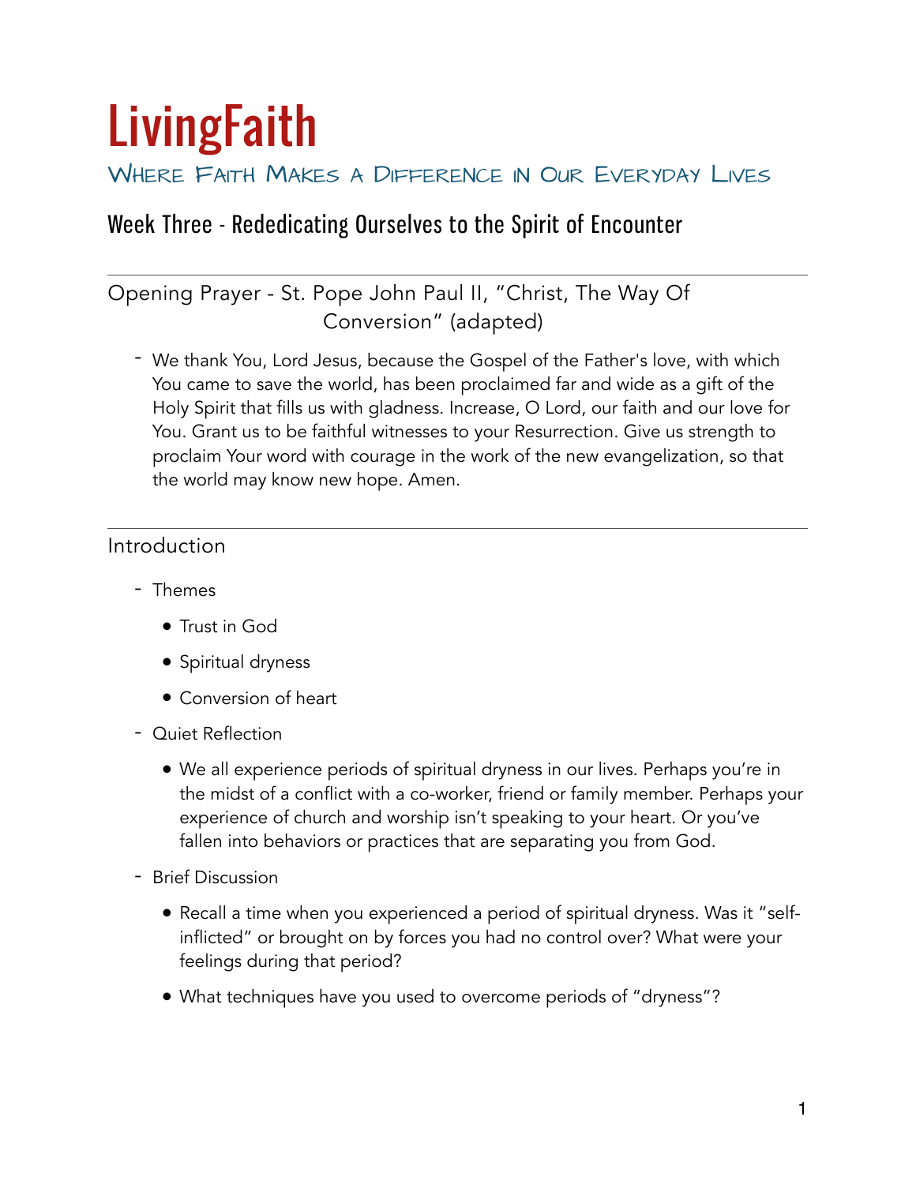# LivingFaith

### Where Faith Makes a Difference in Our Everyday Lives

## Week Three - Rededicating Ourselves to the Spirit of Encounter

---

### Opening Prayer - St. Pope John Paul II, "Christ, The Way Of Conversion" (adapted)

- We thank You, Lord Jesus, because the Gospel of the Father's love, with which You came to save the world, has been proclaimed far and wide as a gift of the Holy Spirit that fills us with gladness. Increase, O Lord, our faith and our love for You. Grant us to be faithful witnesses to your Resurrection. Give us strength to proclaim Your word with courage in the work of the new evangelization, so that the world may know new hope. Amen.

---

### Introduction

- Themes
  - Trust in God
  - Spiritual dryness
  - Conversion of heart
- Quiet Reflection
  - We all experience periods of spiritual dryness in our lives. Perhaps you're in the midst of a conflict with a co-worker, friend or family member. Perhaps your experience of church and worship isn't speaking to your heart. Or you've fallen into behaviors or practices that are separating you from God.
- Brief Discussion
  - Recall a time when you experienced a period of spiritual dryness. Was it "self-inflicted" or brought on by forces you had no control over? What were your feelings during that period?
  - What techniques have you used to overcome periods of "dryness"?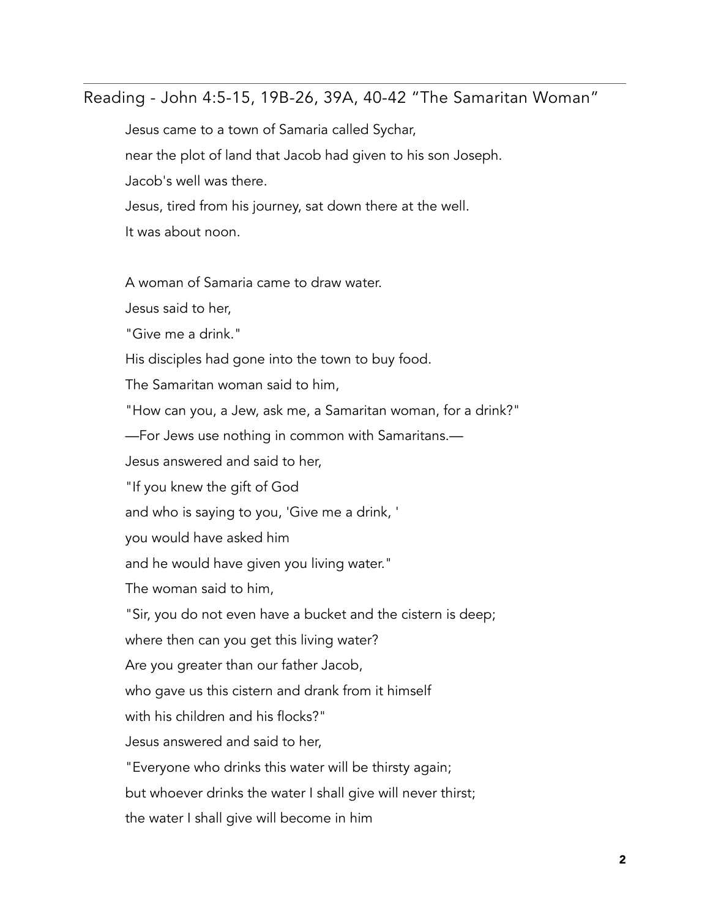## Reading - John 4:5-15, 19B-26, 39A, 40-42 "The Samaritan Woman"

Jesus came to a town of Samaria called Sychar,

near the plot of land that Jacob had given to his son Joseph.

Jacob's well was there.

Jesus, tired from his journey, sat down there at the well.

It was about noon.

A woman of Samaria came to draw water.

Jesus said to her,

"Give me a drink."

His disciples had gone into the town to buy food.

The Samaritan woman said to him,

"How can you, a Jew, ask me, a Samaritan woman, for a drink?"

—For Jews use nothing in common with Samaritans.—

Jesus answered and said to her,

"If you knew the gift of God

and who is saying to you, 'Give me a drink, '

you would have asked him

and he would have given you living water."

The woman said to him,

"Sir, you do not even have a bucket and the cistern is deep;

where then can you get this living water?

Are you greater than our father Jacob,

who gave us this cistern and drank from it himself

with his children and his flocks?"

Jesus answered and said to her,

"Everyone who drinks this water will be thirsty again;

but whoever drinks the water I shall give will never thirst;

the water I shall give will become in him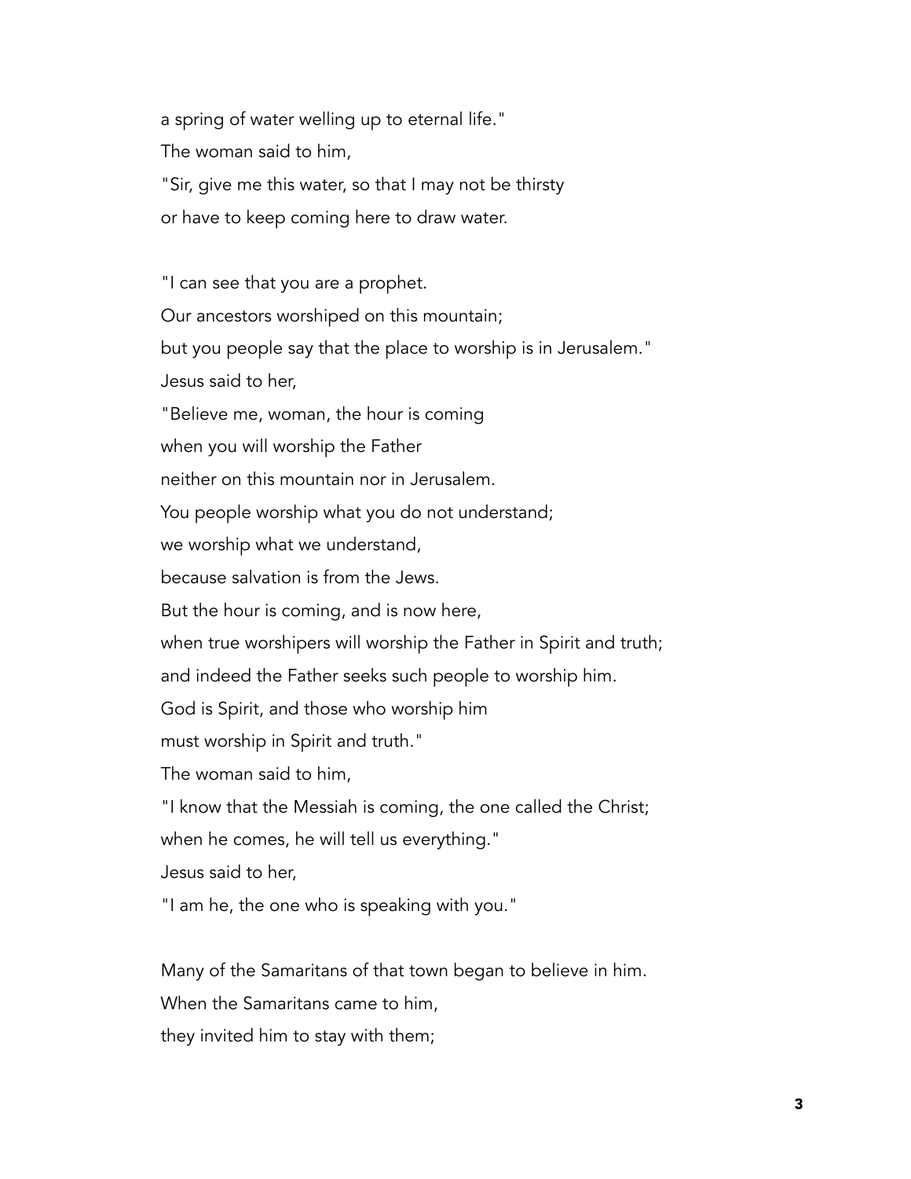a spring of water welling up to eternal life."
The woman said to him,
"Sir, give me this water, so that I may not be thirsty
or have to keep coming here to draw water.

"I can see that you are a prophet.
Our ancestors worshiped on this mountain;
but you people say that the place to worship is in Jerusalem."
Jesus said to her,
"Believe me, woman, the hour is coming
when you will worship the Father
neither on this mountain nor in Jerusalem.
You people worship what you do not understand;
we worship what we understand,
because salvation is from the Jews.
But the hour is coming, and is now here,
when true worshipers will worship the Father in Spirit and truth;
and indeed the Father seeks such people to worship him.
God is Spirit, and those who worship him
must worship in Spirit and truth."
The woman said to him,
"I know that the Messiah is coming, the one called the Christ;
when he comes, he will tell us everything."
Jesus said to her,
"I am he, the one who is speaking with you."

Many of the Samaritans of that town began to believe in him.
When the Samaritans came to him,
they invited him to stay with them;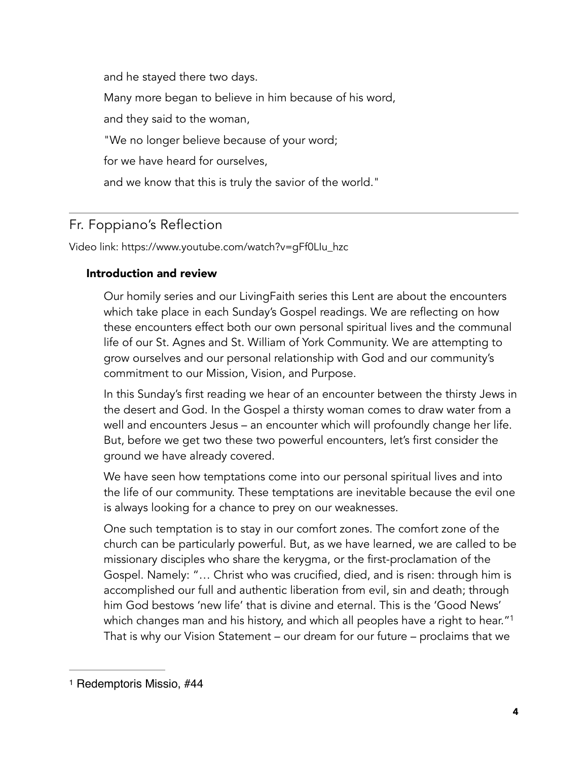and he stayed there two days.

Many more began to believe in him because of his word,

and they said to the woman,

"We no longer believe because of your word;

for we have heard for ourselves,

and we know that this is truly the savior of the world."

---

## Fr. Foppiano's Reflection

Video link: https://www.youtube.com/watch?v=gFf0LIu_hzc

### Introduction and review

Our homily series and our LivingFaith series this Lent are about the encounters which take place in each Sunday's Gospel readings. We are reflecting on how these encounters effect both our own personal spiritual lives and the communal life of our St. Agnes and St. William of York Community. We are attempting to grow ourselves and our personal relationship with God and our community's commitment to our Mission, Vision, and Purpose.

In this Sunday's first reading we hear of an encounter between the thirsty Jews in the desert and God. In the Gospel a thirsty woman comes to draw water from a well and encounters Jesus – an encounter which will profoundly change her life. But, before we get two these two powerful encounters, let's first consider the ground we have already covered.

We have seen how temptations come into our personal spiritual lives and into the life of our community. These temptations are inevitable because the evil one is always looking for a chance to prey on our weaknesses.

One such temptation is to stay in our comfort zones. The comfort zone of the church can be particularly powerful. But, as we have learned, we are called to be missionary disciples who share the kerygma, or the first-proclamation of the Gospel. Namely: "… Christ who was crucified, died, and is risen: through him is accomplished our full and authentic liberation from evil, sin and death; through him God bestows 'new life' that is divine and eternal. This is the 'Good News' which changes man and his history, and which all peoples have a right to hear."[1] That is why our Vision Statement – our dream for our future – proclaims that we

---

[1] Redemptoris Missio, #44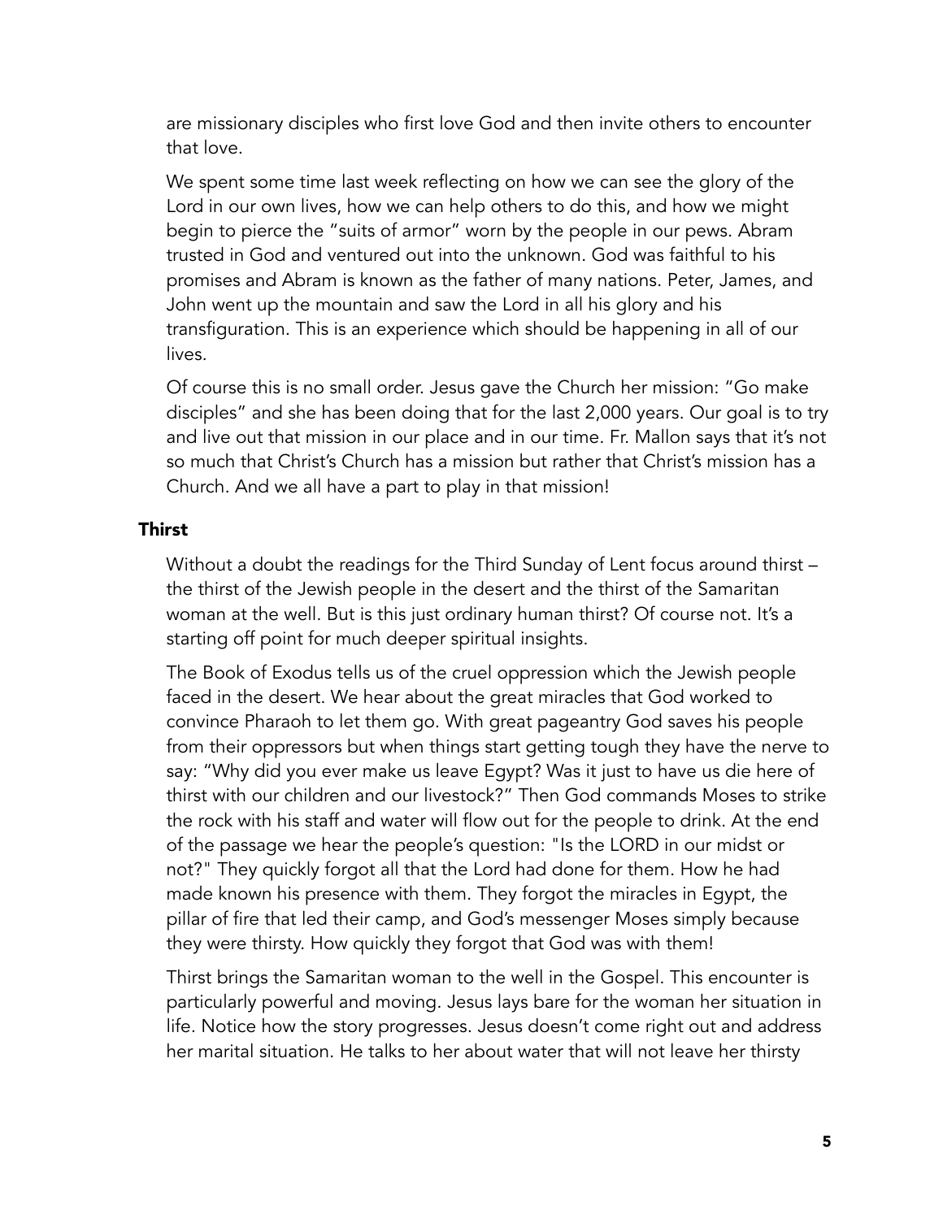are missionary disciples who first love God and then invite others to encounter that love.

We spent some time last week reflecting on how we can see the glory of the Lord in our own lives, how we can help others to do this, and how we might begin to pierce the "suits of armor" worn by the people in our pews. Abram trusted in God and ventured out into the unknown. God was faithful to his promises and Abram is known as the father of many nations. Peter, James, and John went up the mountain and saw the Lord in all his glory and his transfiguration. This is an experience which should be happening in all of our lives.

Of course this is no small order. Jesus gave the Church her mission: "Go make disciples" and she has been doing that for the last 2,000 years. Our goal is to try and live out that mission in our place and in our time. Fr. Mallon says that it's not so much that Christ's Church has a mission but rather that Christ's mission has a Church. And we all have a part to play in that mission!

### Thirst

Without a doubt the readings for the Third Sunday of Lent focus around thirst – the thirst of the Jewish people in the desert and the thirst of the Samaritan woman at the well. But is this just ordinary human thirst? Of course not. It's a starting off point for much deeper spiritual insights.

The Book of Exodus tells us of the cruel oppression which the Jewish people faced in the desert. We hear about the great miracles that God worked to convince Pharaoh to let them go. With great pageantry God saves his people from their oppressors but when things start getting tough they have the nerve to say: "Why did you ever make us leave Egypt? Was it just to have us die here of thirst with our children and our livestock?" Then God commands Moses to strike the rock with his staff and water will flow out for the people to drink. At the end of the passage we hear the people's question: "Is the LORD in our midst or not?" They quickly forgot all that the Lord had done for them. How he had made known his presence with them. They forgot the miracles in Egypt, the pillar of fire that led their camp, and God's messenger Moses simply because they were thirsty. How quickly they forgot that God was with them!

Thirst brings the Samaritan woman to the well in the Gospel. This encounter is particularly powerful and moving. Jesus lays bare for the woman her situation in life. Notice how the story progresses. Jesus doesn't come right out and address her marital situation. He talks to her about water that will not leave her thirsty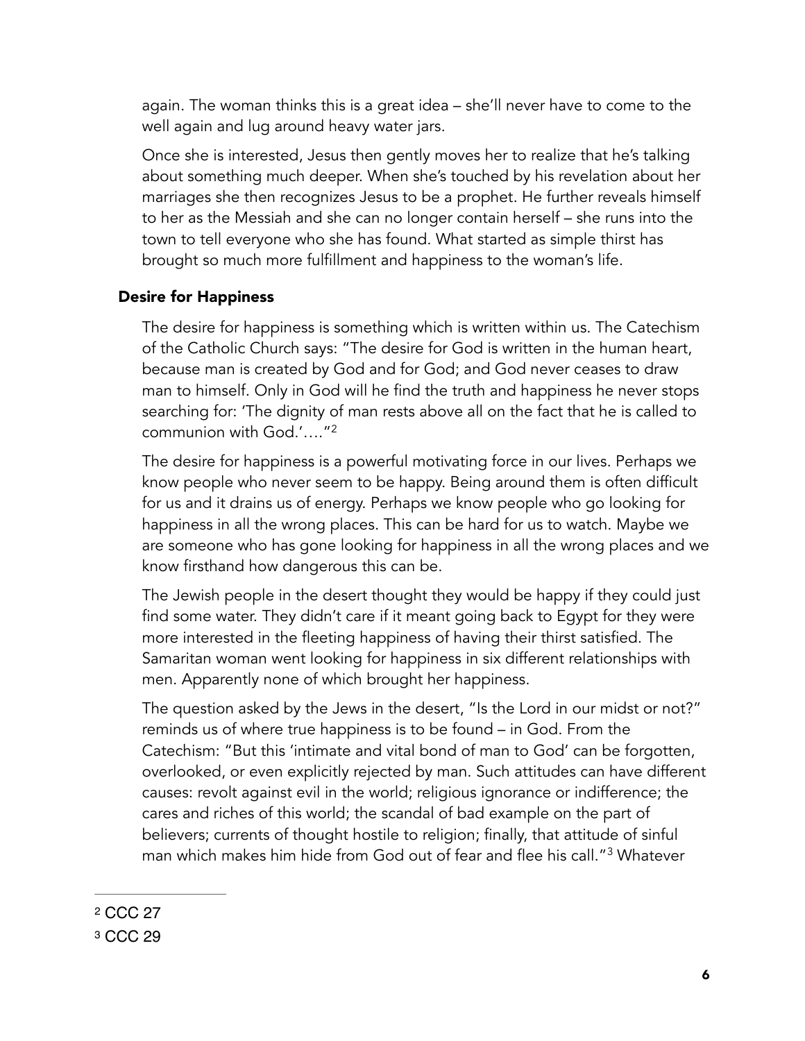again. The woman thinks this is a great idea – she'll never have to come to the well again and lug around heavy water jars.

Once she is interested, Jesus then gently moves her to realize that he's talking about something much deeper. When she's touched by his revelation about her marriages she then recognizes Jesus to be a prophet. He further reveals himself to her as the Messiah and she can no longer contain herself – she runs into the town to tell everyone who she has found. What started as simple thirst has brought so much more fulfillment and happiness to the woman's life.

### Desire for Happiness

The desire for happiness is something which is written within us. The Catechism of the Catholic Church says: "The desire for God is written in the human heart, because man is created by God and for God; and God never ceases to draw man to himself. Only in God will he find the truth and happiness he never stops searching for: 'The dignity of man rests above all on the fact that he is called to communion with God.'…."[2]

The desire for happiness is a powerful motivating force in our lives. Perhaps we know people who never seem to be happy. Being around them is often difficult for us and it drains us of energy. Perhaps we know people who go looking for happiness in all the wrong places. This can be hard for us to watch. Maybe we are someone who has gone looking for happiness in all the wrong places and we know firsthand how dangerous this can be.

The Jewish people in the desert thought they would be happy if they could just find some water. They didn't care if it meant going back to Egypt for they were more interested in the fleeting happiness of having their thirst satisfied. The Samaritan woman went looking for happiness in six different relationships with men. Apparently none of which brought her happiness.

The question asked by the Jews in the desert, "Is the Lord in our midst or not?" reminds us of where true happiness is to be found – in God. From the Catechism: "But this 'intimate and vital bond of man to God' can be forgotten, overlooked, or even explicitly rejected by man. Such attitudes can have different causes: revolt against evil in the world; religious ignorance or indifference; the cares and riches of this world; the scandal of bad example on the part of believers; currents of thought hostile to religion; finally, that attitude of sinful man which makes him hide from God out of fear and flee his call."[3] Whatever

---

[2] CCC 27

[3] CCC 29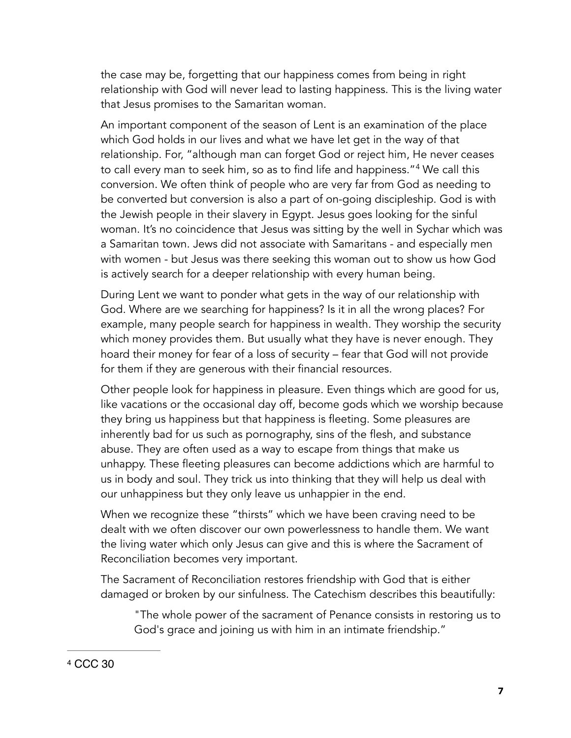the case may be, forgetting that our happiness comes from being in right relationship with God will never lead to lasting happiness. This is the living water that Jesus promises to the Samaritan woman.

An important component of the season of Lent is an examination of the place which God holds in our lives and what we have let get in the way of that relationship. For, "although man can forget God or reject him, He never ceases to call every man to seek him, so as to find life and happiness."[4] We call this conversion. We often think of people who are very far from God as needing to be converted but conversion is also a part of on-going discipleship. God is with the Jewish people in their slavery in Egypt. Jesus goes looking for the sinful woman. It's no coincidence that Jesus was sitting by the well in Sychar which was a Samaritan town. Jews did not associate with Samaritans - and especially men with women - but Jesus was there seeking this woman out to show us how God is actively search for a deeper relationship with every human being.

During Lent we want to ponder what gets in the way of our relationship with God. Where are we searching for happiness? Is it in all the wrong places? For example, many people search for happiness in wealth. They worship the security which money provides them. But usually what they have is never enough. They hoard their money for fear of a loss of security – fear that God will not provide for them if they are generous with their financial resources.

Other people look for happiness in pleasure. Even things which are good for us, like vacations or the occasional day off, become gods which we worship because they bring us happiness but that happiness is fleeting. Some pleasures are inherently bad for us such as pornography, sins of the flesh, and substance abuse. They are often used as a way to escape from things that make us unhappy. These fleeting pleasures can become addictions which are harmful to us in body and soul. They trick us into thinking that they will help us deal with our unhappiness but they only leave us unhappier in the end.

When we recognize these "thirsts" which we have been craving need to be dealt with we often discover our own powerlessness to handle them. We want the living water which only Jesus can give and this is where the Sacrament of Reconciliation becomes very important.

The Sacrament of Reconciliation restores friendship with God that is either damaged or broken by our sinfulness. The Catechism describes this beautifully:

> "The whole power of the sacrament of Penance consists in restoring us to God's grace and joining us with him in an intimate friendship."

---

[4] CCC 30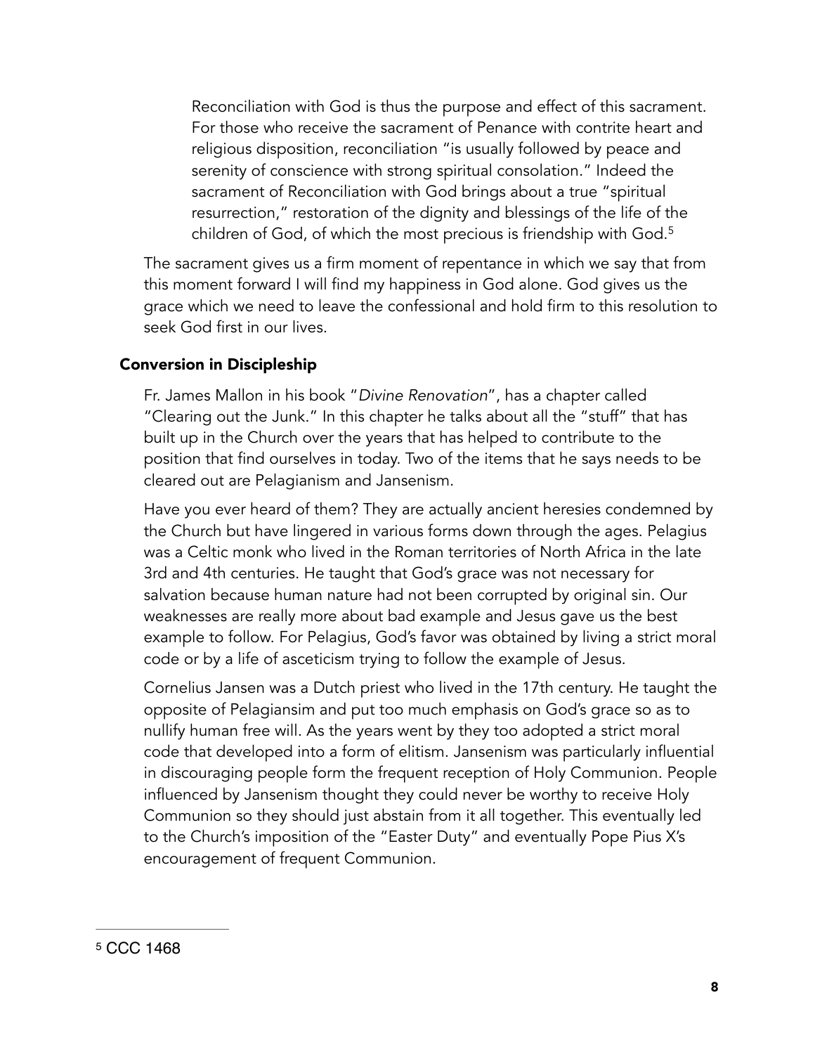> Reconciliation with God is thus the purpose and effect of this sacrament. For those who receive the sacrament of Penance with contrite heart and religious disposition, reconciliation "is usually followed by peace and serenity of conscience with strong spiritual consolation." Indeed the sacrament of Reconciliation with God brings about a true "spiritual resurrection," restoration of the dignity and blessings of the life of the children of God, of which the most precious is friendship with God.[5]

The sacrament gives us a firm moment of repentance in which we say that from this moment forward I will find my happiness in God alone. God gives us the grace which we need to leave the confessional and hold firm to this resolution to seek God first in our lives.

### Conversion in Discipleship

Fr. James Mallon in his book "*Divine Renovation*", has a chapter called "Clearing out the Junk." In this chapter he talks about all the "stuff" that has built up in the Church over the years that has helped to contribute to the position that find ourselves in today. Two of the items that he says needs to be cleared out are Pelagianism and Jansenism.

Have you ever heard of them? They are actually ancient heresies condemned by the Church but have lingered in various forms down through the ages. Pelagius was a Celtic monk who lived in the Roman territories of North Africa in the late 3rd and 4th centuries. He taught that God's grace was not necessary for salvation because human nature had not been corrupted by original sin. Our weaknesses are really more about bad example and Jesus gave us the best example to follow. For Pelagius, God's favor was obtained by living a strict moral code or by a life of asceticism trying to follow the example of Jesus.

Cornelius Jansen was a Dutch priest who lived in the 17th century. He taught the opposite of Pelagiansim and put too much emphasis on God's grace so as to nullify human free will. As the years went by they too adopted a strict moral code that developed into a form of elitism. Jansenism was particularly influential in discouraging people form the frequent reception of Holy Communion. People influenced by Jansenism thought they could never be worthy to receive Holy Communion so they should just abstain from it all together. This eventually led to the Church's imposition of the "Easter Duty" and eventually Pope Pius X's encouragement of frequent Communion.

---

[5] CCC 1468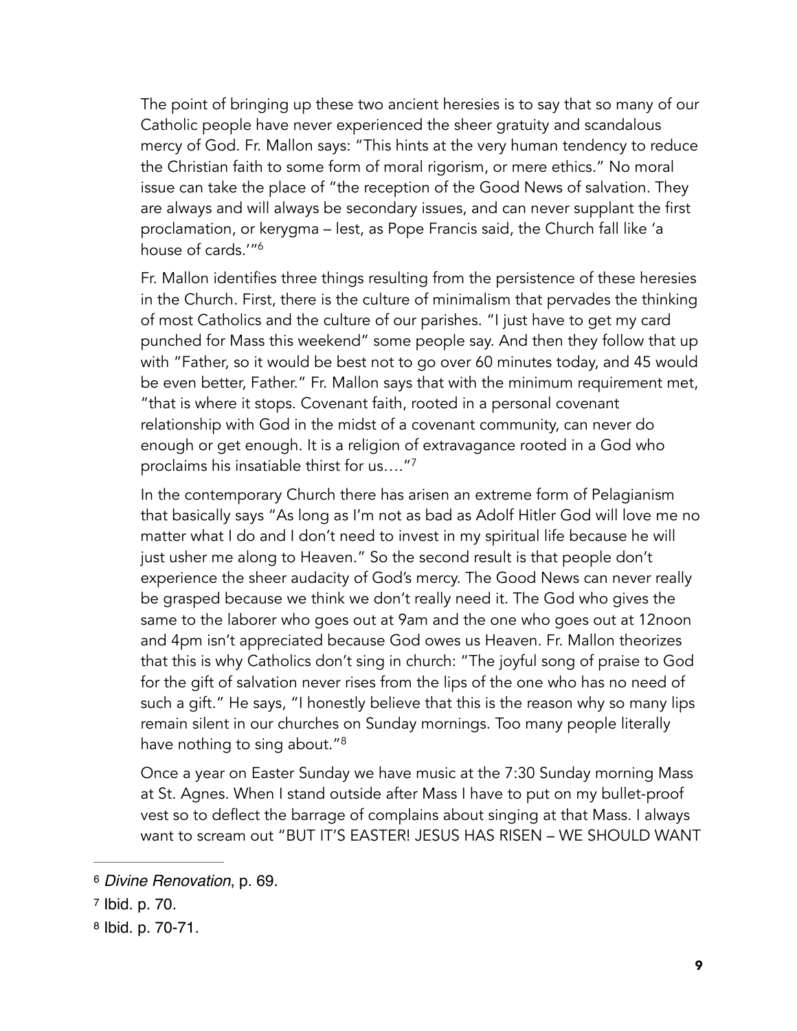The point of bringing up these two ancient heresies is to say that so many of our Catholic people have never experienced the sheer gratuity and scandalous mercy of God. Fr. Mallon says: "This hints at the very human tendency to reduce the Christian faith to some form of moral rigorism, or mere ethics." No moral issue can take the place of "the reception of the Good News of salvation. They are always and will always be secondary issues, and can never supplant the first proclamation, or kerygma – lest, as Pope Francis said, the Church fall like 'a house of cards.'"[6]

Fr. Mallon identifies three things resulting from the persistence of these heresies in the Church. First, there is the culture of minimalism that pervades the thinking of most Catholics and the culture of our parishes. "I just have to get my card punched for Mass this weekend" some people say. And then they follow that up with "Father, so it would be best not to go over 60 minutes today, and 45 would be even better, Father." Fr. Mallon says that with the minimum requirement met, "that is where it stops. Covenant faith, rooted in a personal covenant relationship with God in the midst of a covenant community, can never do enough or get enough. It is a religion of extravagance rooted in a God who proclaims his insatiable thirst for us…."[7]

In the contemporary Church there has arisen an extreme form of Pelagianism that basically says "As long as I'm not as bad as Adolf Hitler God will love me no matter what I do and I don't need to invest in my spiritual life because he will just usher me along to Heaven." So the second result is that people don't experience the sheer audacity of God's mercy. The Good News can never really be grasped because we think we don't really need it. The God who gives the same to the laborer who goes out at 9am and the one who goes out at 12noon and 4pm isn't appreciated because God owes us Heaven. Fr. Mallon theorizes that this is why Catholics don't sing in church: "The joyful song of praise to God for the gift of salvation never rises from the lips of the one who has no need of such a gift." He says, "I honestly believe that this is the reason why so many lips remain silent in our churches on Sunday mornings. Too many people literally have nothing to sing about."[8]

Once a year on Easter Sunday we have music at the 7:30 Sunday morning Mass at St. Agnes. When I stand outside after Mass I have to put on my bullet-proof vest so to deflect the barrage of complains about singing at that Mass. I always want to scream out "BUT IT'S EASTER! JESUS HAS RISEN – WE SHOULD WANT

---

[6] *Divine Renovation*, p. 69.

[7] Ibid. p. 70.

[8] Ibid. p. 70-71.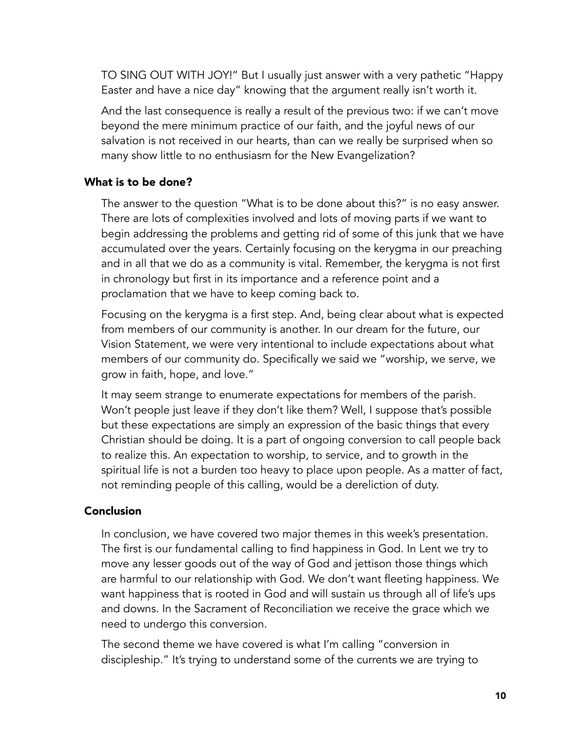TO SING OUT WITH JOY!" But I usually just answer with a very pathetic "Happy Easter and have a nice day" knowing that the argument really isn't worth it.

And the last consequence is really a result of the previous two: if we can't move beyond the mere minimum practice of our faith, and the joyful news of our salvation is not received in our hearts, than can we really be surprised when so many show little to no enthusiasm for the New Evangelization?

### What is to be done?

The answer to the question "What is to be done about this?" is no easy answer. There are lots of complexities involved and lots of moving parts if we want to begin addressing the problems and getting rid of some of this junk that we have accumulated over the years. Certainly focusing on the kerygma in our preaching and in all that we do as a community is vital. Remember, the kerygma is not first in chronology but first in its importance and a reference point and a proclamation that we have to keep coming back to.

Focusing on the kerygma is a first step. And, being clear about what is expected from members of our community is another. In our dream for the future, our Vision Statement, we were very intentional to include expectations about what members of our community do. Specifically we said we "worship, we serve, we grow in faith, hope, and love."

It may seem strange to enumerate expectations for members of the parish. Won't people just leave if they don't like them? Well, I suppose that's possible but these expectations are simply an expression of the basic things that every Christian should be doing. It is a part of ongoing conversion to call people back to realize this. An expectation to worship, to service, and to growth in the spiritual life is not a burden too heavy to place upon people. As a matter of fact, not reminding people of this calling, would be a dereliction of duty.

### Conclusion

In conclusion, we have covered two major themes in this week's presentation. The first is our fundamental calling to find happiness in God. In Lent we try to move any lesser goods out of the way of God and jettison those things which are harmful to our relationship with God. We don't want fleeting happiness. We want happiness that is rooted in God and will sustain us through all of life's ups and downs. In the Sacrament of Reconciliation we receive the grace which we need to undergo this conversion.

The second theme we have covered is what I'm calling "conversion in discipleship." It's trying to understand some of the currents we are trying to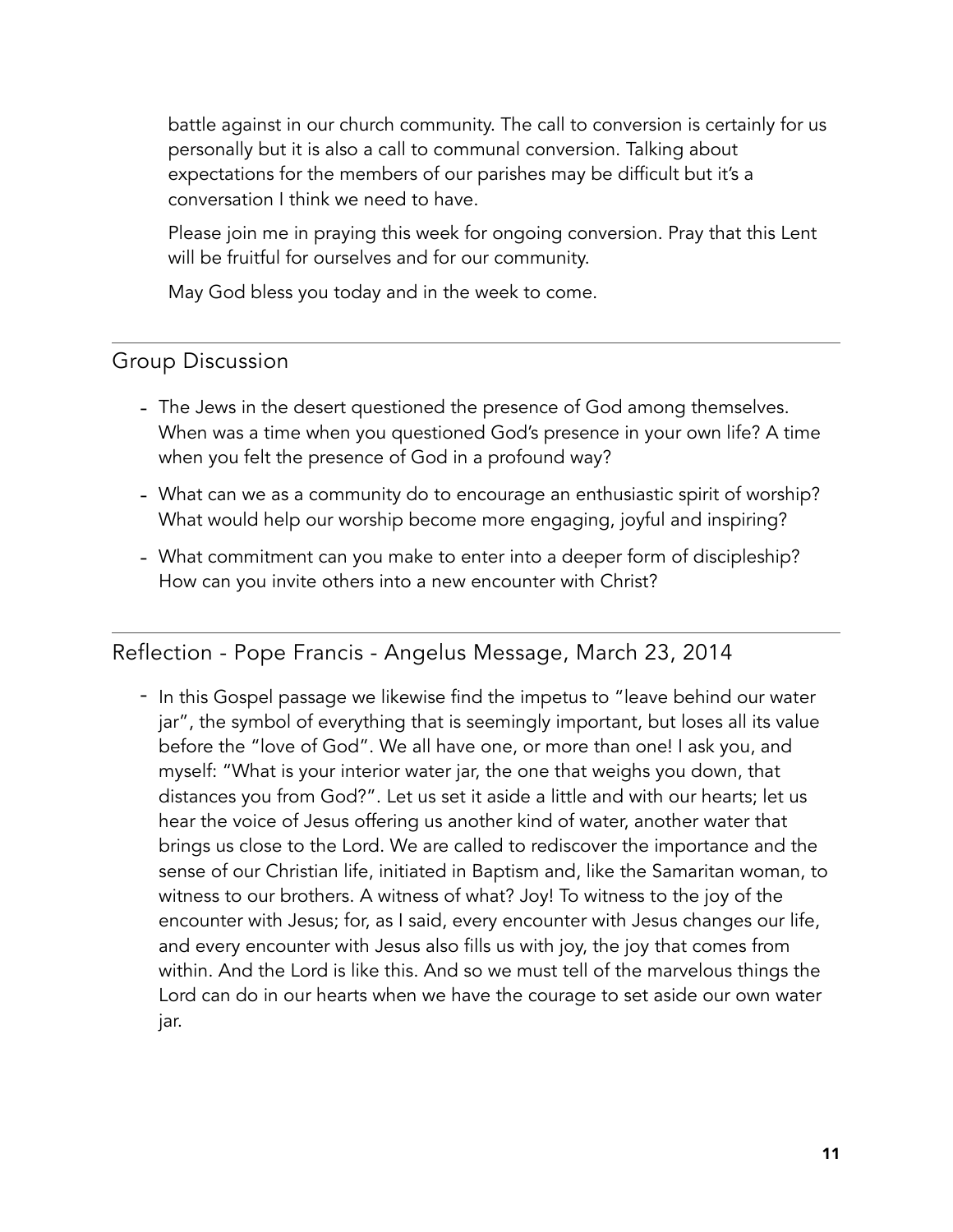battle against in our church community. The call to conversion is certainly for us personally but it is also a call to communal conversion. Talking about expectations for the members of our parishes may be difficult but it's a conversation I think we need to have.

Please join me in praying this week for ongoing conversion. Pray that this Lent will be fruitful for ourselves and for our community.

May God bless you today and in the week to come.

## Group Discussion

- The Jews in the desert questioned the presence of God among themselves. When was a time when you questioned God's presence in your own life? A time when you felt the presence of God in a profound way?
- What can we as a community do to encourage an enthusiastic spirit of worship? What would help our worship become more engaging, joyful and inspiring?
- What commitment can you make to enter into a deeper form of discipleship? How can you invite others into a new encounter with Christ?

## Reflection - Pope Francis - Angelus Message, March 23, 2014

- In this Gospel passage we likewise find the impetus to "leave behind our water jar", the symbol of everything that is seemingly important, but loses all its value before the "love of God". We all have one, or more than one! I ask you, and myself: "What is your interior water jar, the one that weighs you down, that distances you from God?". Let us set it aside a little and with our hearts; let us hear the voice of Jesus offering us another kind of water, another water that brings us close to the Lord. We are called to rediscover the importance and the sense of our Christian life, initiated in Baptism and, like the Samaritan woman, to witness to our brothers. A witness of what? Joy! To witness to the joy of the encounter with Jesus; for, as I said, every encounter with Jesus changes our life, and every encounter with Jesus also fills us with joy, the joy that comes from within. And the Lord is like this. And so we must tell of the marvelous things the Lord can do in our hearts when we have the courage to set aside our own water jar.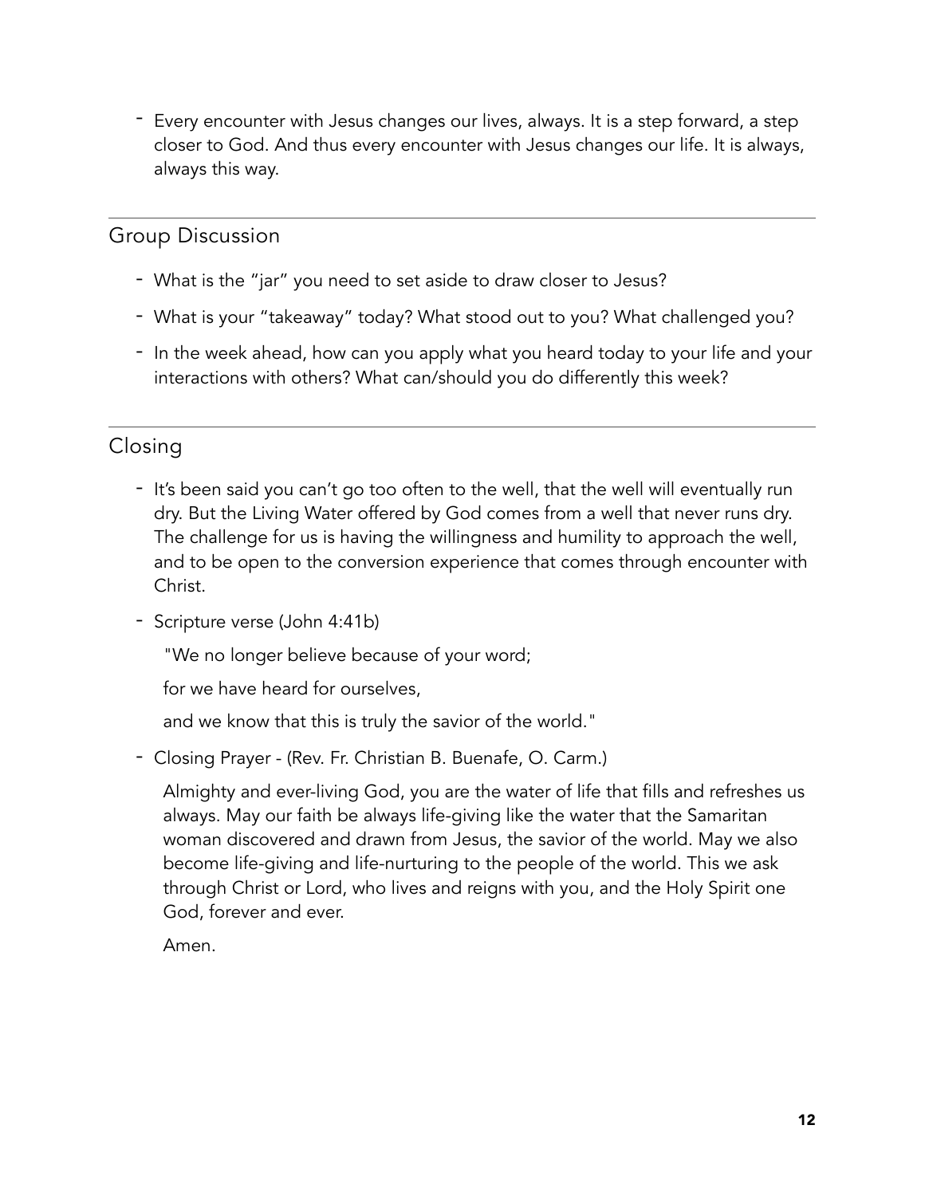- Every encounter with Jesus changes our lives, always. It is a step forward, a step closer to God. And thus every encounter with Jesus changes our life. It is always, always this way.

---

## Group Discussion

- What is the "jar" you need to set aside to draw closer to Jesus?
- What is your "takeaway" today? What stood out to you? What challenged you?
- In the week ahead, how can you apply what you heard today to your life and your interactions with others? What can/should you do differently this week?

---

## Closing

- It's been said you can't go too often to the well, that the well will eventually run dry. But the Living Water offered by God comes from a well that never runs dry. The challenge for us is having the willingness and humility to approach the well, and to be open to the conversion experience that comes through encounter with Christ.
- Scripture verse (John 4:41b)

  "We no longer believe because of your word;

  for we have heard for ourselves,

  and we know that this is truly the savior of the world."

- Closing Prayer - (Rev. Fr. Christian B. Buenafe, O. Carm.)

  Almighty and ever-living God, you are the water of life that fills and refreshes us always. May our faith be always life-giving like the water that the Samaritan woman discovered and drawn from Jesus, the savior of the world. May we also become life-giving and life-nurturing to the people of the world. This we ask through Christ or Lord, who lives and reigns with you, and the Holy Spirit one God, forever and ever.

  Amen.